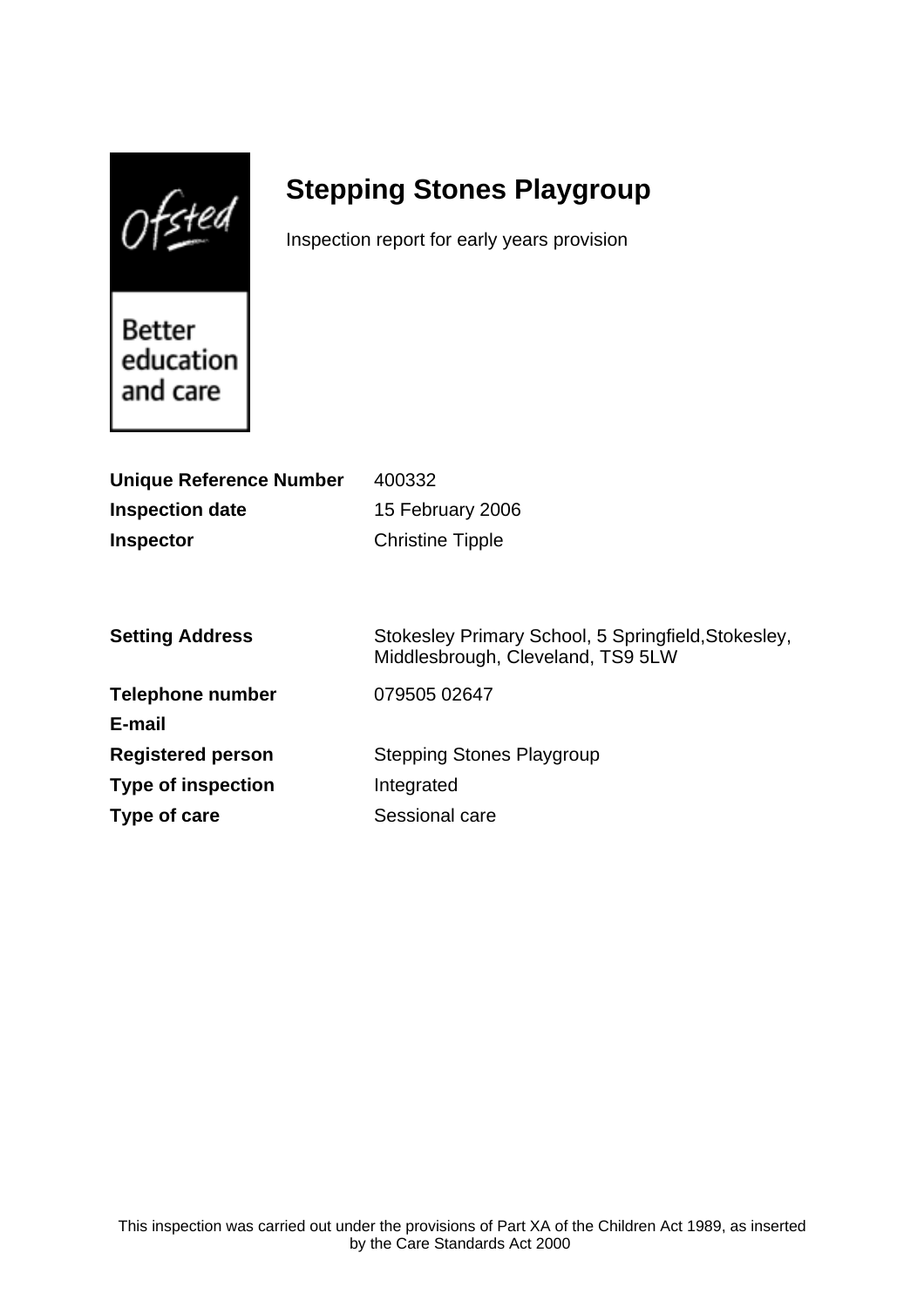Ofsted

Better education and care

# Stepping Stones Playgroup

Inspection report for early years provision

| | |
|---|---|
| **Unique Reference Number** | 400332 |
| **Inspection date** | 15 February 2006 |
| **Inspector** | Christine Tipple |

| | |
|---|---|
| **Setting Address** | Stokesley Primary School, 5 Springfield,Stokesley, Middlesbrough, Cleveland, TS9 5LW |
| **Telephone number** | 079505 02647 |
| **E-mail** | |
| **Registered person** | Stepping Stones Playgroup |
| **Type of inspection** | Integrated |
| **Type of care** | Sessional care |

This inspection was carried out under the provisions of Part XA of the Children Act 1989, as inserted by the Care Standards Act 2000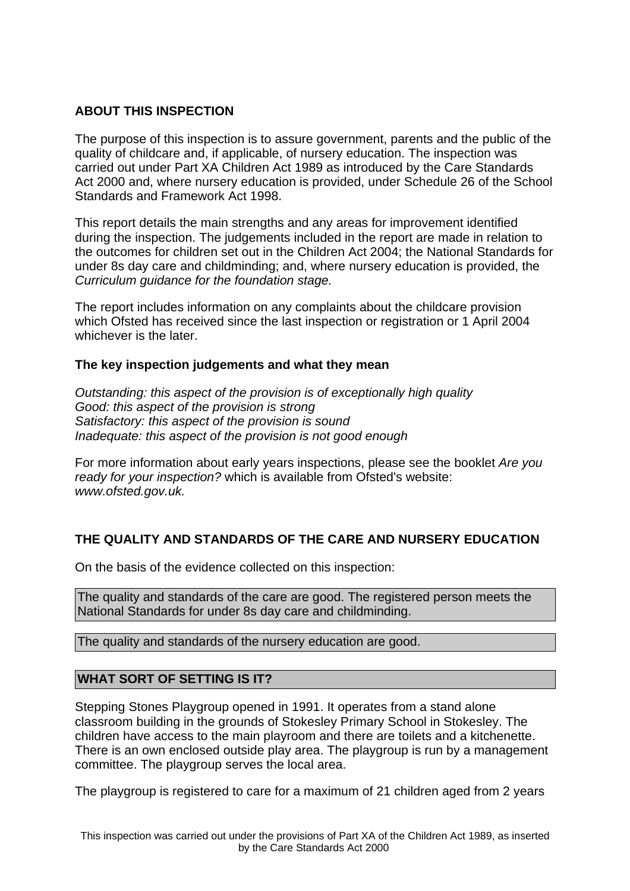## ABOUT THIS INSPECTION

The purpose of this inspection is to assure government, parents and the public of the quality of childcare and, if applicable, of nursery education. The inspection was carried out under Part XA Children Act 1989 as introduced by the Care Standards Act 2000 and, where nursery education is provided, under Schedule 26 of the School Standards and Framework Act 1998.

This report details the main strengths and any areas for improvement identified during the inspection. The judgements included in the report are made in relation to the outcomes for children set out in the Children Act 2004; the National Standards for under 8s day care and childminding; and, where nursery education is provided, the *Curriculum guidance for the foundation stage.*

The report includes information on any complaints about the childcare provision which Ofsted has received since the last inspection or registration or 1 April 2004 whichever is the later.

### The key inspection judgements and what they mean

*Outstanding: this aspect of the provision is of exceptionally high quality*
*Good: this aspect of the provision is strong*
*Satisfactory: this aspect of the provision is sound*
*Inadequate: this aspect of the provision is not good enough*

For more information about early years inspections, please see the booklet *Are you ready for your inspection?* which is available from Ofsted's website: *www.ofsted.gov.uk.*

## THE QUALITY AND STANDARDS OF THE CARE AND NURSERY EDUCATION

On the basis of the evidence collected on this inspection:

The quality and standards of the care are good. The registered person meets the National Standards for under 8s day care and childminding.

The quality and standards of the nursery education are good.

## WHAT SORT OF SETTING IS IT?

Stepping Stones Playgroup opened in 1991. It operates from a stand alone classroom building in the grounds of Stokesley Primary School in Stokesley. The children have access to the main playroom and there are toilets and a kitchenette. There is an own enclosed outside play area. The playgroup is run by a management committee. The playgroup serves the local area.

The playgroup is registered to care for a maximum of 21 children aged from 2 years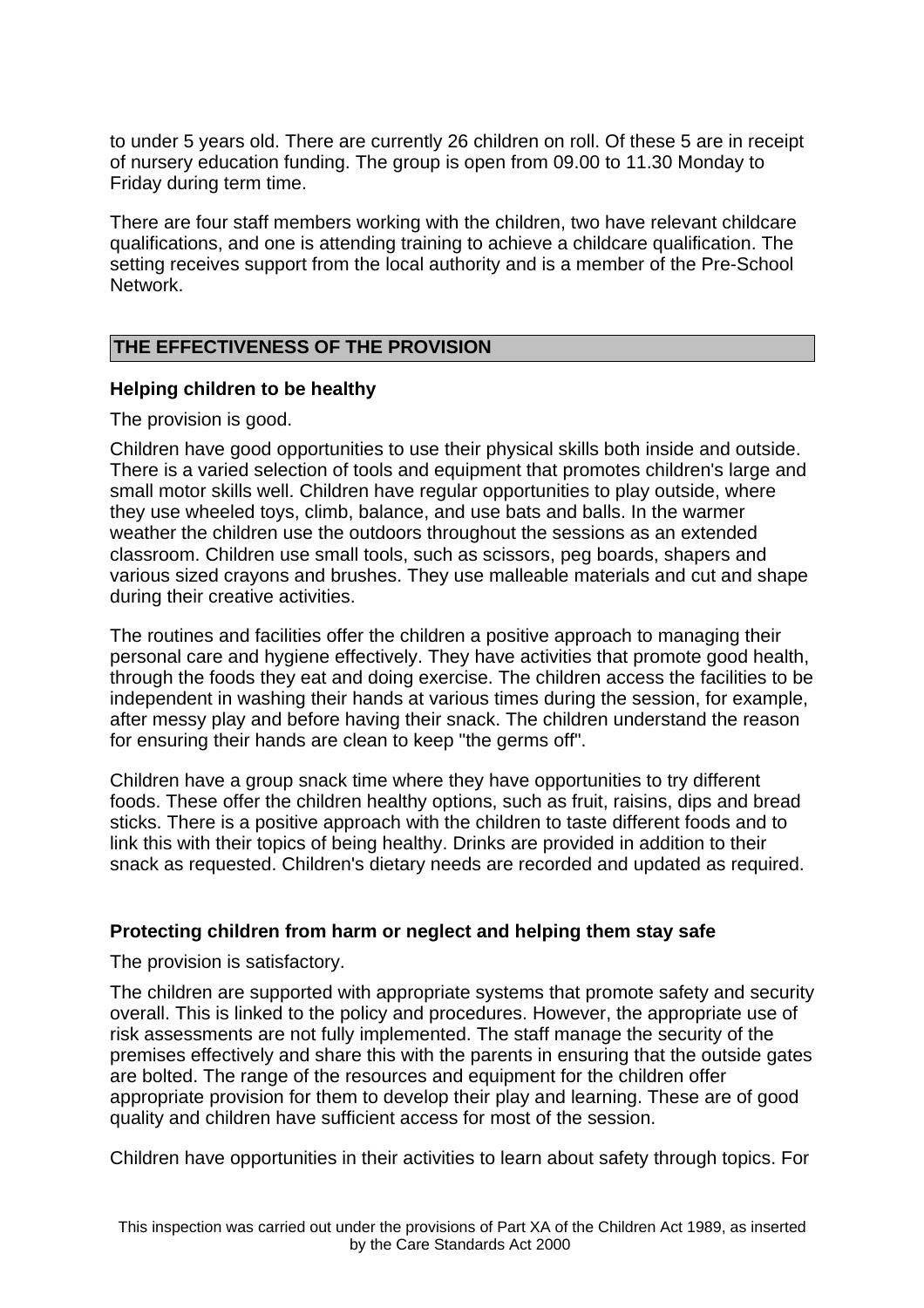to under 5 years old. There are currently 26 children on roll. Of these 5 are in receipt of nursery education funding. The group is open from 09.00 to 11.30 Monday to Friday during term time.

There are four staff members working with the children, two have relevant childcare qualifications, and one is attending training to achieve a childcare qualification. The setting receives support from the local authority and is a member of the Pre-School Network.

## THE EFFECTIVENESS OF THE PROVISION

### Helping children to be healthy

The provision is good.

Children have good opportunities to use their physical skills both inside and outside. There is a varied selection of tools and equipment that promotes children's large and small motor skills well. Children have regular opportunities to play outside, where they use wheeled toys, climb, balance, and use bats and balls. In the warmer weather the children use the outdoors throughout the sessions as an extended classroom. Children use small tools, such as scissors, peg boards, shapers and various sized crayons and brushes. They use malleable materials and cut and shape during their creative activities.

The routines and facilities offer the children a positive approach to managing their personal care and hygiene effectively. They have activities that promote good health, through the foods they eat and doing exercise. The children access the facilities to be independent in washing their hands at various times during the session, for example, after messy play and before having their snack. The children understand the reason for ensuring their hands are clean to keep "the germs off".

Children have a group snack time where they have opportunities to try different foods. These offer the children healthy options, such as fruit, raisins, dips and bread sticks. There is a positive approach with the children to taste different foods and to link this with their topics of being healthy. Drinks are provided in addition to their snack as requested. Children's dietary needs are recorded and updated as required.

### Protecting children from harm or neglect and helping them stay safe

The provision is satisfactory.

The children are supported with appropriate systems that promote safety and security overall. This is linked to the policy and procedures. However, the appropriate use of risk assessments are not fully implemented. The staff manage the security of the premises effectively and share this with the parents in ensuring that the outside gates are bolted. The range of the resources and equipment for the children offer appropriate provision for them to develop their play and learning. These are of good quality and children have sufficient access for most of the session.

Children have opportunities in their activities to learn about safety through topics. For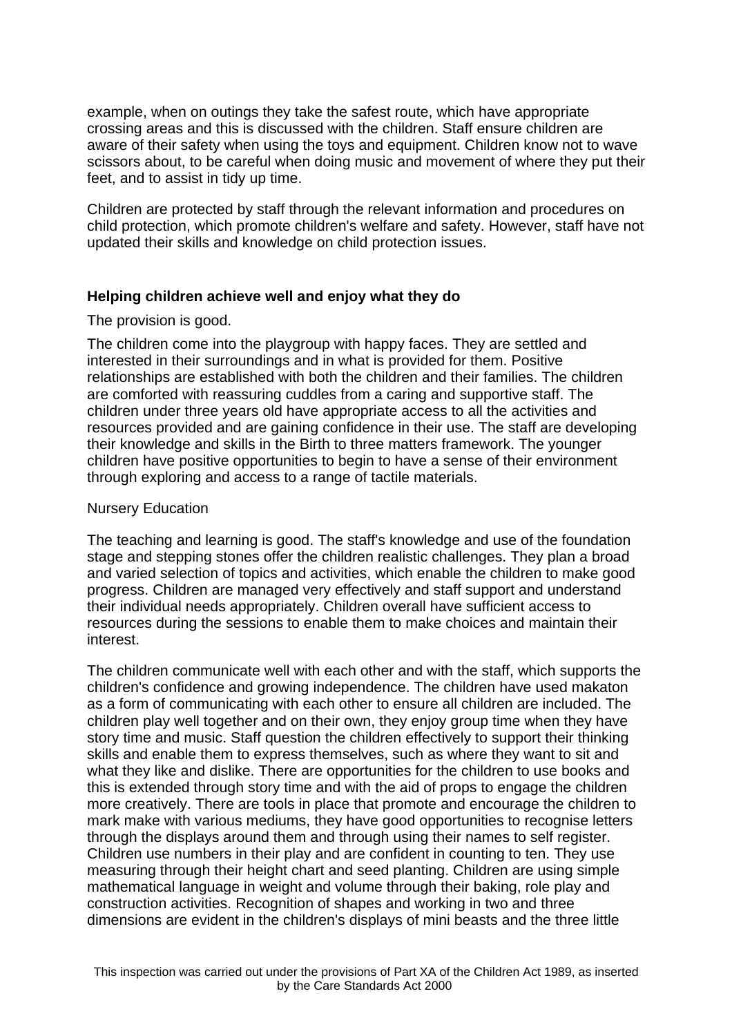example, when on outings they take the safest route, which have appropriate crossing areas and this is discussed with the children. Staff ensure children are aware of their safety when using the toys and equipment. Children know not to wave scissors about, to be careful when doing music and movement of where they put their feet, and to assist in tidy up time.

Children are protected by staff through the relevant information and procedures on child protection, which promote children's welfare and safety. However, staff have not updated their skills and knowledge on child protection issues.

### Helping children achieve well and enjoy what they do

The provision is good.

The children come into the playgroup with happy faces. They are settled and interested in their surroundings and in what is provided for them. Positive relationships are established with both the children and their families. The children are comforted with reassuring cuddles from a caring and supportive staff. The children under three years old have appropriate access to all the activities and resources provided and are gaining confidence in their use. The staff are developing their knowledge and skills in the Birth to three matters framework. The younger children have positive opportunities to begin to have a sense of their environment through exploring and access to a range of tactile materials.

Nursery Education

The teaching and learning is good. The staff's knowledge and use of the foundation stage and stepping stones offer the children realistic challenges. They plan a broad and varied selection of topics and activities, which enable the children to make good progress. Children are managed very effectively and staff support and understand their individual needs appropriately. Children overall have sufficient access to resources during the sessions to enable them to make choices and maintain their interest.

The children communicate well with each other and with the staff, which supports the children's confidence and growing independence. The children have used makaton as a form of communicating with each other to ensure all children are included. The children play well together and on their own, they enjoy group time when they have story time and music. Staff question the children effectively to support their thinking skills and enable them to express themselves, such as where they want to sit and what they like and dislike. There are opportunities for the children to use books and this is extended through story time and with the aid of props to engage the children more creatively. There are tools in place that promote and encourage the children to mark make with various mediums, they have good opportunities to recognise letters through the displays around them and through using their names to self register. Children use numbers in their play and are confident in counting to ten. They use measuring through their height chart and seed planting. Children are using simple mathematical language in weight and volume through their baking, role play and construction activities. Recognition of shapes and working in two and three dimensions are evident in the children's displays of mini beasts and the three little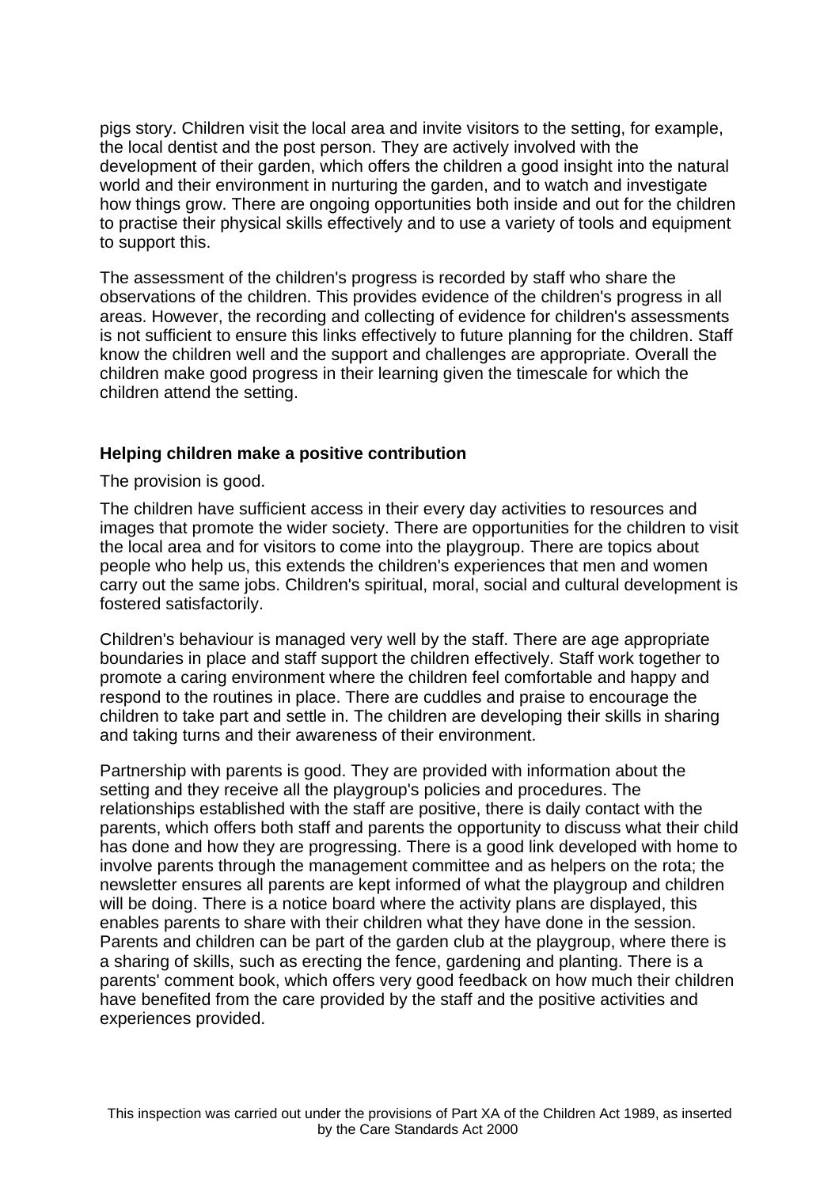pigs story. Children visit the local area and invite visitors to the setting, for example, the local dentist and the post person. They are actively involved with the development of their garden, which offers the children a good insight into the natural world and their environment in nurturing the garden, and to watch and investigate how things grow. There are ongoing opportunities both inside and out for the children to practise their physical skills effectively and to use a variety of tools and equipment to support this.

The assessment of the children's progress is recorded by staff who share the observations of the children. This provides evidence of the children's progress in all areas. However, the recording and collecting of evidence for children's assessments is not sufficient to ensure this links effectively to future planning for the children. Staff know the children well and the support and challenges are appropriate. Overall the children make good progress in their learning given the timescale for which the children attend the setting.

**Helping children make a positive contribution**

The provision is good.

The children have sufficient access in their every day activities to resources and images that promote the wider society. There are opportunities for the children to visit the local area and for visitors to come into the playgroup. There are topics about people who help us, this extends the children's experiences that men and women carry out the same jobs. Children's spiritual, moral, social and cultural development is fostered satisfactorily.

Children's behaviour is managed very well by the staff. There are age appropriate boundaries in place and staff support the children effectively. Staff work together to promote a caring environment where the children feel comfortable and happy and respond to the routines in place. There are cuddles and praise to encourage the children to take part and settle in. The children are developing their skills in sharing and taking turns and their awareness of their environment.

Partnership with parents is good. They are provided with information about the setting and they receive all the playgroup's policies and procedures. The relationships established with the staff are positive, there is daily contact with the parents, which offers both staff and parents the opportunity to discuss what their child has done and how they are progressing. There is a good link developed with home to involve parents through the management committee and as helpers on the rota; the newsletter ensures all parents are kept informed of what the playgroup and children will be doing. There is a notice board where the activity plans are displayed, this enables parents to share with their children what they have done in the session. Parents and children can be part of the garden club at the playgroup, where there is a sharing of skills, such as erecting the fence, gardening and planting. There is a parents' comment book, which offers very good feedback on how much their children have benefited from the care provided by the staff and the positive activities and experiences provided.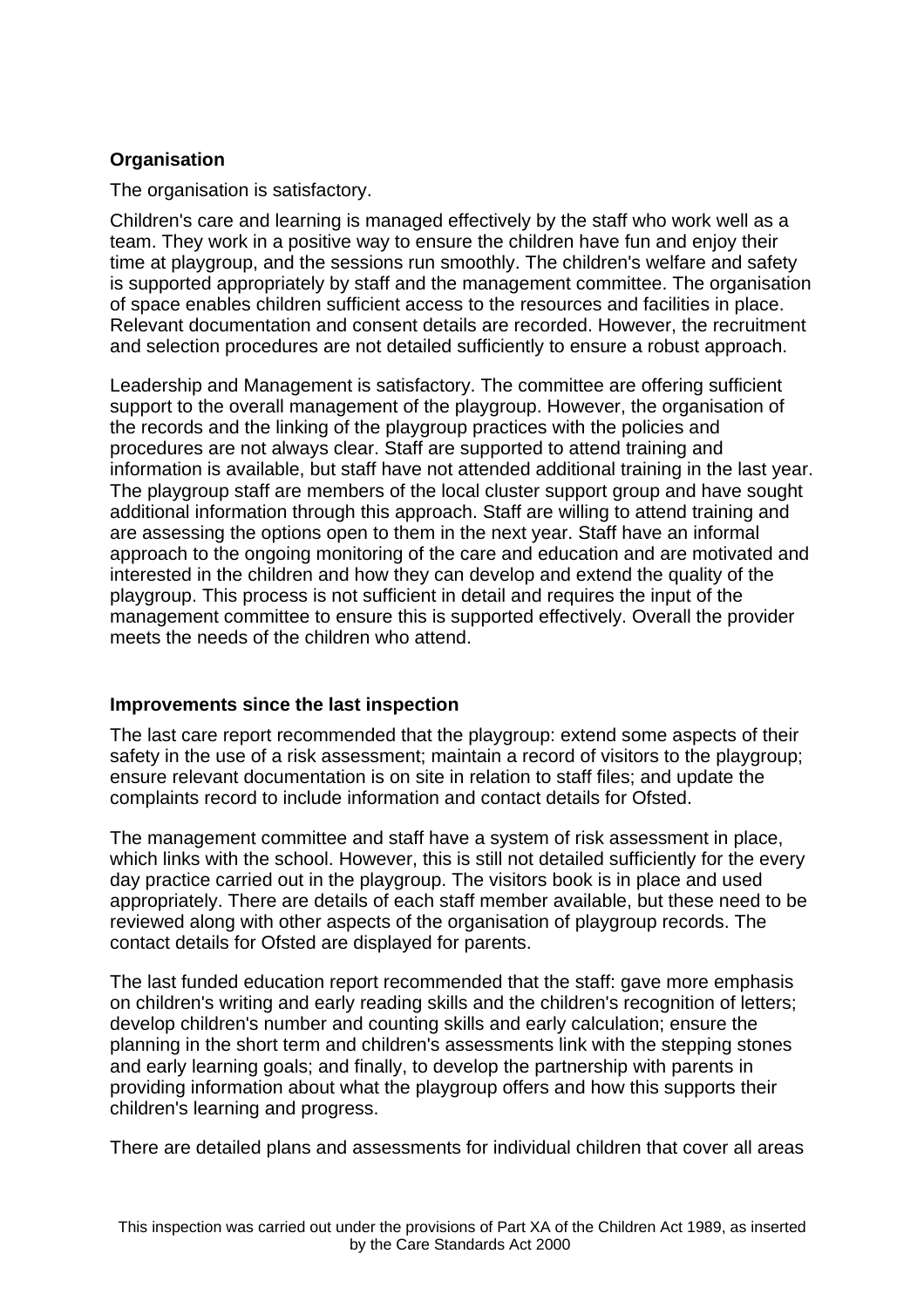### Organisation

The organisation is satisfactory.

Children's care and learning is managed effectively by the staff who work well as a team. They work in a positive way to ensure the children have fun and enjoy their time at playgroup, and the sessions run smoothly. The children's welfare and safety is supported appropriately by staff and the management committee. The organisation of space enables children sufficient access to the resources and facilities in place. Relevant documentation and consent details are recorded. However, the recruitment and selection procedures are not detailed sufficiently to ensure a robust approach.

Leadership and Management is satisfactory. The committee are offering sufficient support to the overall management of the playgroup. However, the organisation of the records and the linking of the playgroup practices with the policies and procedures are not always clear. Staff are supported to attend training and information is available, but staff have not attended additional training in the last year. The playgroup staff are members of the local cluster support group and have sought additional information through this approach. Staff are willing to attend training and are assessing the options open to them in the next year. Staff have an informal approach to the ongoing monitoring of the care and education and are motivated and interested in the children and how they can develop and extend the quality of the playgroup. This process is not sufficient in detail and requires the input of the management committee to ensure this is supported effectively. Overall the provider meets the needs of the children who attend.

### Improvements since the last inspection

The last care report recommended that the playgroup: extend some aspects of their safety in the use of a risk assessment; maintain a record of visitors to the playgroup; ensure relevant documentation is on site in relation to staff files; and update the complaints record to include information and contact details for Ofsted.

The management committee and staff have a system of risk assessment in place, which links with the school. However, this is still not detailed sufficiently for the every day practice carried out in the playgroup. The visitors book is in place and used appropriately. There are details of each staff member available, but these need to be reviewed along with other aspects of the organisation of playgroup records. The contact details for Ofsted are displayed for parents.

The last funded education report recommended that the staff: gave more emphasis on children's writing and early reading skills and the children's recognition of letters; develop children's number and counting skills and early calculation; ensure the planning in the short term and children's assessments link with the stepping stones and early learning goals; and finally, to develop the partnership with parents in providing information about what the playgroup offers and how this supports their children's learning and progress.

There are detailed plans and assessments for individual children that cover all areas

This inspection was carried out under the provisions of Part XA of the Children Act 1989, as inserted by the Care Standards Act 2000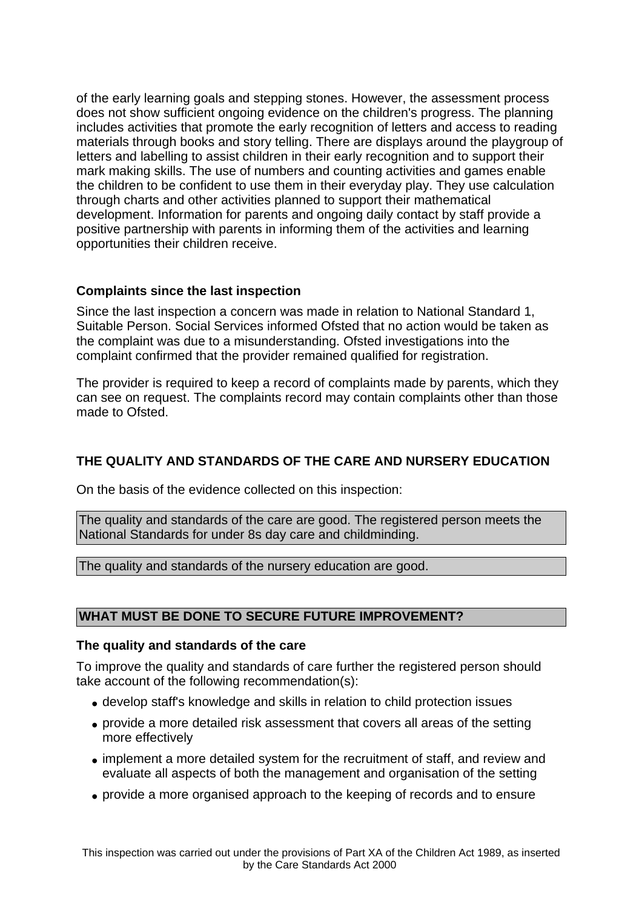of the early learning goals and stepping stones. However, the assessment process does not show sufficient ongoing evidence on the children's progress. The planning includes activities that promote the early recognition of letters and access to reading materials through books and story telling. There are displays around the playgroup of letters and labelling to assist children in their early recognition and to support their mark making skills. The use of numbers and counting activities and games enable the children to be confident to use them in their everyday play. They use calculation through charts and other activities planned to support their mathematical development. Information for parents and ongoing daily contact by staff provide a positive partnership with parents in informing them of the activities and learning opportunities their children receive.

**Complaints since the last inspection**

Since the last inspection a concern was made in relation to National Standard 1, Suitable Person. Social Services informed Ofsted that no action would be taken as the complaint was due to a misunderstanding. Ofsted investigations into the complaint confirmed that the provider remained qualified for registration.

The provider is required to keep a record of complaints made by parents, which they can see on request. The complaints record may contain complaints other than those made to Ofsted.

## THE QUALITY AND STANDARDS OF THE CARE AND NURSERY EDUCATION

On the basis of the evidence collected on this inspection:

The quality and standards of the care are good. The registered person meets the National Standards for under 8s day care and childminding.

The quality and standards of the nursery education are good.

## WHAT MUST BE DONE TO SECURE FUTURE IMPROVEMENT?

**The quality and standards of the care**

To improve the quality and standards of care further the registered person should take account of the following recommendation(s):

- develop staff's knowledge and skills in relation to child protection issues
- provide a more detailed risk assessment that covers all areas of the setting more effectively
- implement a more detailed system for the recruitment of staff, and review and evaluate all aspects of both the management and organisation of the setting
- provide a more organised approach to the keeping of records and to ensure

This inspection was carried out under the provisions of Part XA of the Children Act 1989, as inserted by the Care Standards Act 2000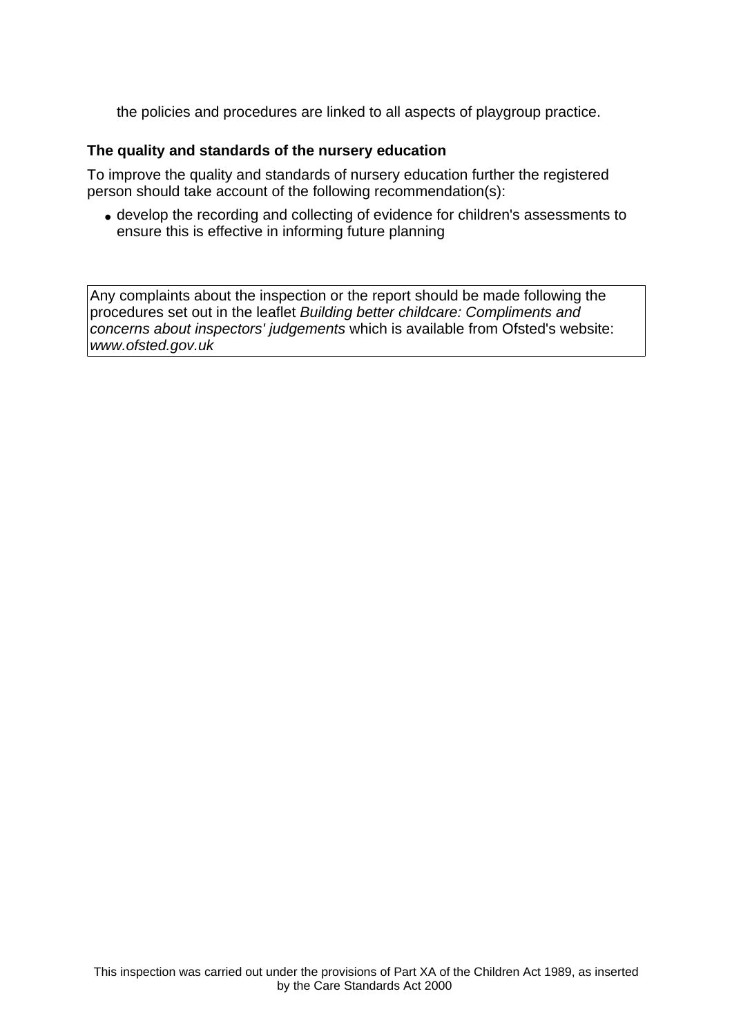the policies and procedures are linked to all aspects of playgroup practice.

**The quality and standards of the nursery education**

To improve the quality and standards of nursery education further the registered person should take account of the following recommendation(s):

- develop the recording and collecting of evidence for children's assessments to ensure this is effective in informing future planning

Any complaints about the inspection or the report should be made following the procedures set out in the leaflet *Building better childcare: Compliments and concerns about inspectors' judgements* which is available from Ofsted's website: *www.ofsted.gov.uk*

This inspection was carried out under the provisions of Part XA of the Children Act 1989, as inserted by the Care Standards Act 2000